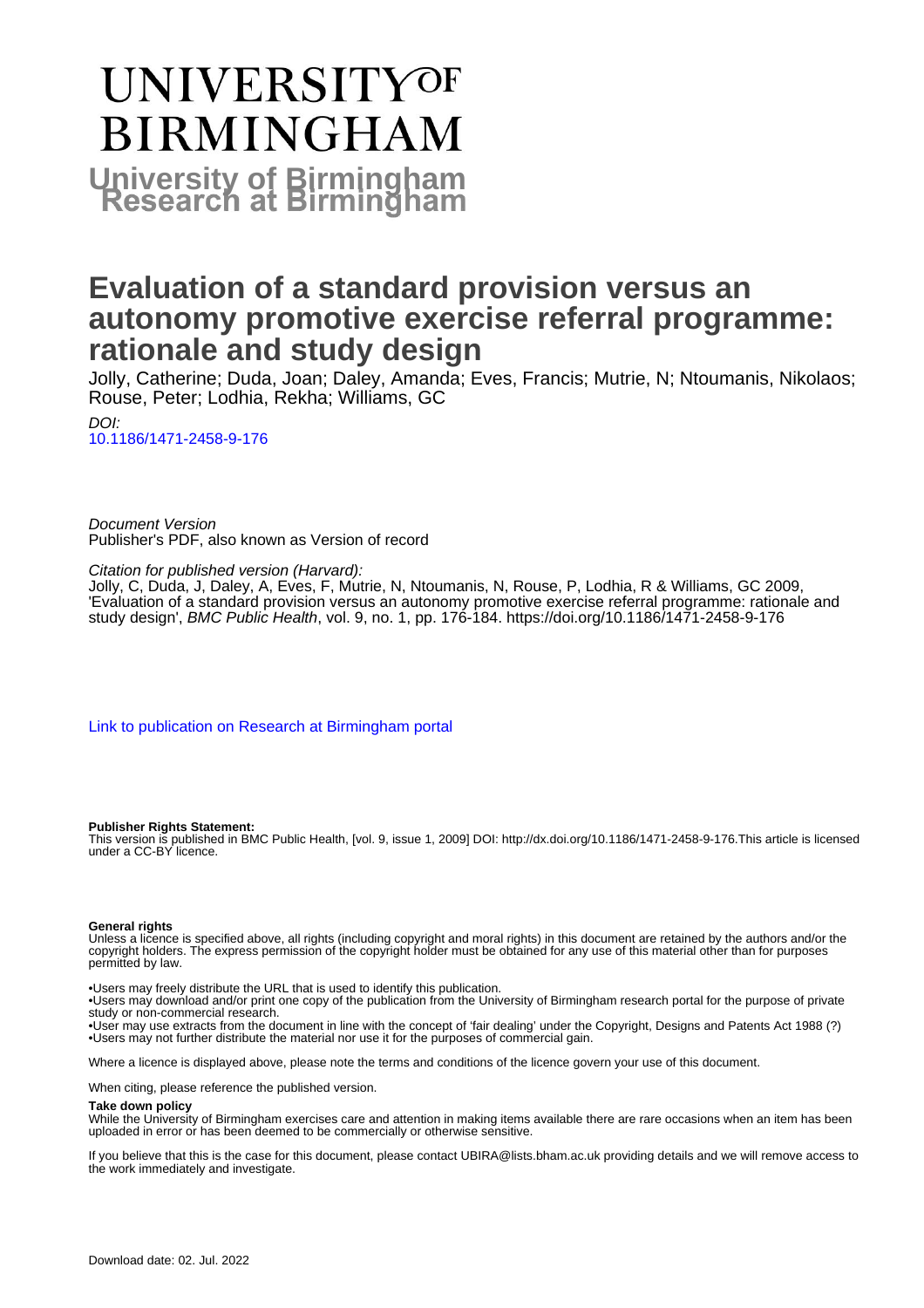# UNIVERSITY OF BIRMINGHAM

## University of Birmingham Research at Birmingham

# Evaluation of a standard provision versus an autonomy promotive exercise referral programme: rationale and study design

Jolly, Catherine; Duda, Joan; Daley, Amanda; Eves, Francis; Mutrie, N; Ntoumanis, Nikolaos; Rouse, Peter; Lodhia, Rekha; Williams, GC

*DOI:*
10.1186/1471-2458-9-176

*Document Version*
Publisher's PDF, also known as Version of record

*Citation for published version (Harvard):*
Jolly, C, Duda, J, Daley, A, Eves, F, Mutrie, N, Ntoumanis, N, Rouse, P, Lodhia, R & Williams, GC 2009, 'Evaluation of a standard provision versus an autonomy promotive exercise referral programme: rationale and study design', *BMC Public Health*, vol. 9, no. 1, pp. 176-184. https://doi.org/10.1186/1471-2458-9-176

Link to publication on Research at Birmingham portal

**Publisher Rights Statement:**
This version is published in BMC Public Health, [vol. 9, issue 1, 2009] DOI: http://dx.doi.org/10.1186/1471-2458-9-176.This article is licensed under a CC-BY licence.

**General rights**
Unless a licence is specified above, all rights (including copyright and moral rights) in this document are retained by the authors and/or the copyright holders. The express permission of the copyright holder must be obtained for any use of this material other than for purposes permitted by law.

•Users may freely distribute the URL that is used to identify this publication.
•Users may download and/or print one copy of the publication from the University of Birmingham research portal for the purpose of private study or non-commercial research.
•User may use extracts from the document in line with the concept of 'fair dealing' under the Copyright, Designs and Patents Act 1988 (?)
•Users may not further distribute the material nor use it for the purposes of commercial gain.

Where a licence is displayed above, please note the terms and conditions of the licence govern your use of this document.

When citing, please reference the published version.

**Take down policy**
While the University of Birmingham exercises care and attention in making items available there are rare occasions when an item has been uploaded in error or has been deemed to be commercially or otherwise sensitive.

If you believe that this is the case for this document, please contact UBIRA@lists.bham.ac.uk providing details and we will remove access to the work immediately and investigate.

Download date: 02. Jul. 2022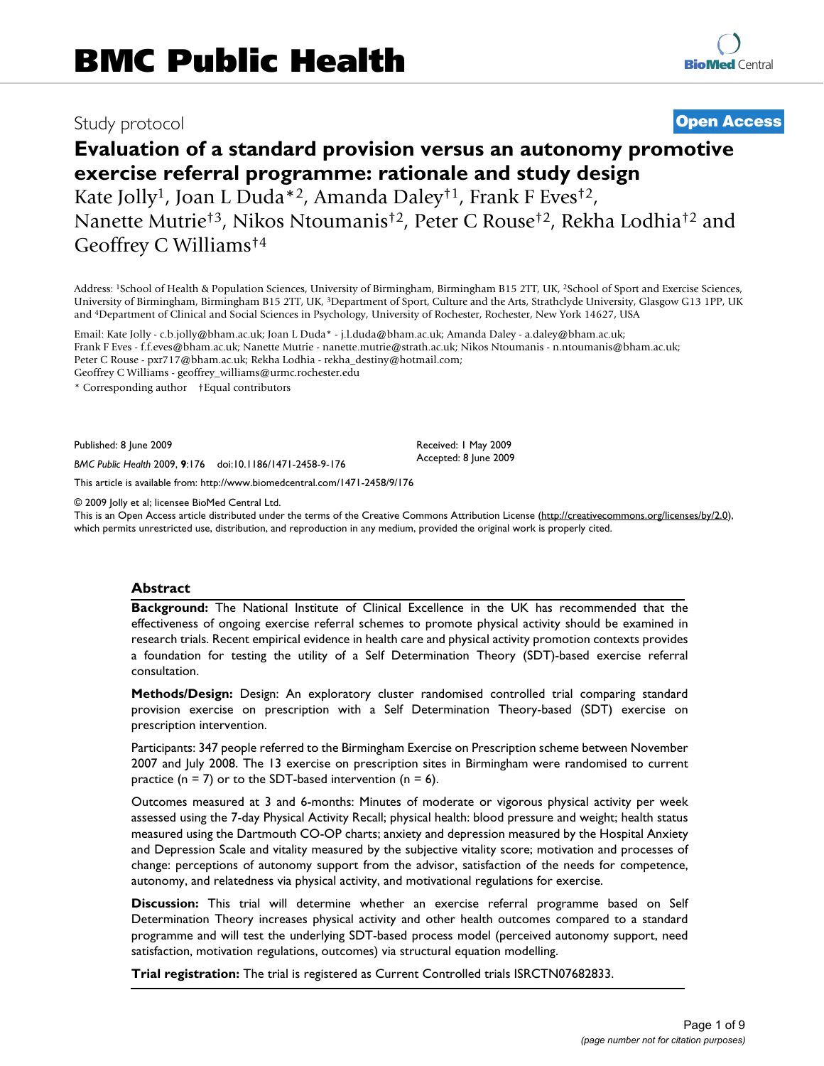# BMC Public Health

Study protocol

**Open Access**

# Evaluation of a standard provision versus an autonomy promotive exercise referral programme: rationale and study design

Kate Jolly[1], Joan L Duda*[2], Amanda Daley†[1], Frank F Eves†[2], Nanette Mutrie†[3], Nikos Ntoumanis†[2], Peter C Rouse†[2], Rekha Lodhia†[2] and Geoffrey C Williams†[4]

Address: [1]School of Health & Population Sciences, University of Birmingham, Birmingham B15 2TT, UK, [2]School of Sport and Exercise Sciences, University of Birmingham, Birmingham B15 2TT, UK, [3]Department of Sport, Culture and the Arts, Strathclyde University, Glasgow G13 1PP, UK and [4]Department of Clinical and Social Sciences in Psychology, University of Rochester, Rochester, New York 14627, USA

Email: Kate Jolly - c.b.jolly@bham.ac.uk; Joan L Duda* - j.l.duda@bham.ac.uk; Amanda Daley - a.daley@bham.ac.uk; Frank F Eves - f.f.eves@bham.ac.uk; Nanette Mutrie - nanette.mutrie@strath.ac.uk; Nikos Ntoumanis - n.ntoumanis@bham.ac.uk; Peter C Rouse - pxr717@bham.ac.uk; Rekha Lodhia - rekha_destiny@hotmail.com; Geoffrey C Williams - geoffrey_williams@urmc.rochester.edu

\* Corresponding author †Equal contributors

Published: 8 June 2009

*BMC Public Health* 2009, **9**:176 doi:10.1186/1471-2458-9-176

Received: 1 May 2009
Accepted: 8 June 2009

This article is available from: http://www.biomedcentral.com/1471-2458/9/176

© 2009 Jolly et al; licensee BioMed Central Ltd.
This is an Open Access article distributed under the terms of the Creative Commons Attribution License (http://creativecommons.org/licenses/by/2.0), which permits unrestricted use, distribution, and reproduction in any medium, provided the original work is properly cited.

## Abstract

**Background:** The National Institute of Clinical Excellence in the UK has recommended that the effectiveness of ongoing exercise referral schemes to promote physical activity should be examined in research trials. Recent empirical evidence in health care and physical activity promotion contexts provides a foundation for testing the utility of a Self Determination Theory (SDT)-based exercise referral consultation.

**Methods/Design:** Design: An exploratory cluster randomised controlled trial comparing standard provision exercise on prescription with a Self Determination Theory-based (SDT) exercise on prescription intervention.

Participants: 347 people referred to the Birmingham Exercise on Prescription scheme between November 2007 and July 2008. The 13 exercise on prescription sites in Birmingham were randomised to current practice (n = 7) or to the SDT-based intervention (n = 6).

Outcomes measured at 3 and 6-months: Minutes of moderate or vigorous physical activity per week assessed using the 7-day Physical Activity Recall; physical health: blood pressure and weight; health status measured using the Dartmouth CO-OP charts; anxiety and depression measured by the Hospital Anxiety and Depression Scale and vitality measured by the subjective vitality score; motivation and processes of change: perceptions of autonomy support from the advisor, satisfaction of the needs for competence, autonomy, and relatedness via physical activity, and motivational regulations for exercise.

**Discussion:** This trial will determine whether an exercise referral programme based on Self Determination Theory increases physical activity and other health outcomes compared to a standard programme and will test the underlying SDT-based process model (perceived autonomy support, need satisfaction, motivation regulations, outcomes) via structural equation modelling.

**Trial registration:** The trial is registered as Current Controlled trials ISRCTN07682833.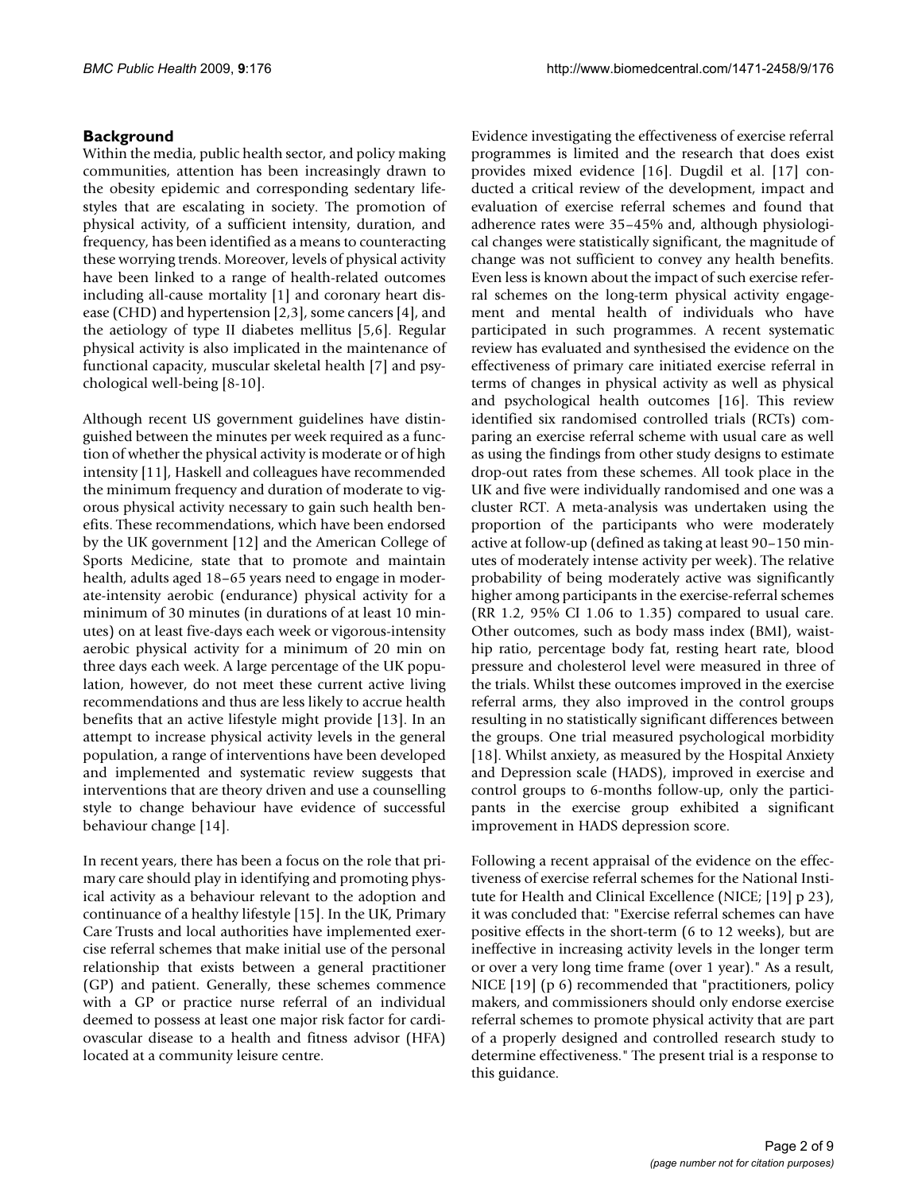## Background

Within the media, public health sector, and policy making communities, attention has been increasingly drawn to the obesity epidemic and corresponding sedentary lifestyles that are escalating in society. The promotion of physical activity, of a sufficient intensity, duration, and frequency, has been identified as a means to counteracting these worrying trends. Moreover, levels of physical activity have been linked to a range of health-related outcomes including all-cause mortality [1] and coronary heart disease (CHD) and hypertension [2,3], some cancers [4], and the aetiology of type II diabetes mellitus [5,6]. Regular physical activity is also implicated in the maintenance of functional capacity, muscular skeletal health [7] and psychological well-being [8-10].

Although recent US government guidelines have distinguished between the minutes per week required as a function of whether the physical activity is moderate or of high intensity [11], Haskell and colleagues have recommended the minimum frequency and duration of moderate to vigorous physical activity necessary to gain such health benefits. These recommendations, which have been endorsed by the UK government [12] and the American College of Sports Medicine, state that to promote and maintain health, adults aged 18–65 years need to engage in moderate-intensity aerobic (endurance) physical activity for a minimum of 30 minutes (in durations of at least 10 minutes) on at least five-days each week or vigorous-intensity aerobic physical activity for a minimum of 20 min on three days each week. A large percentage of the UK population, however, do not meet these current active living recommendations and thus are less likely to accrue health benefits that an active lifestyle might provide [13]. In an attempt to increase physical activity levels in the general population, a range of interventions have been developed and implemented and systematic review suggests that interventions that are theory driven and use a counselling style to change behaviour have evidence of successful behaviour change [14].

In recent years, there has been a focus on the role that primary care should play in identifying and promoting physical activity as a behaviour relevant to the adoption and continuance of a healthy lifestyle [15]. In the UK, Primary Care Trusts and local authorities have implemented exercise referral schemes that make initial use of the personal relationship that exists between a general practitioner (GP) and patient. Generally, these schemes commence with a GP or practice nurse referral of an individual deemed to possess at least one major risk factor for cardiovascular disease to a health and fitness advisor (HFA) located at a community leisure centre.

Evidence investigating the effectiveness of exercise referral programmes is limited and the research that does exist provides mixed evidence [16]. Dugdil et al. [17] conducted a critical review of the development, impact and evaluation of exercise referral schemes and found that adherence rates were 35–45% and, although physiological changes were statistically significant, the magnitude of change was not sufficient to convey any health benefits. Even less is known about the impact of such exercise referral schemes on the long-term physical activity engagement and mental health of individuals who have participated in such programmes. A recent systematic review has evaluated and synthesised the evidence on the effectiveness of primary care initiated exercise referral in terms of changes in physical activity as well as physical and psychological health outcomes [16]. This review identified six randomised controlled trials (RCTs) comparing an exercise referral scheme with usual care as well as using the findings from other study designs to estimate drop-out rates from these schemes. All took place in the UK and five were individually randomised and one was a cluster RCT. A meta-analysis was undertaken using the proportion of the participants who were moderately active at follow-up (defined as taking at least 90–150 minutes of moderately intense activity per week). The relative probability of being moderately active was significantly higher among participants in the exercise-referral schemes (RR 1.2, 95% CI 1.06 to 1.35) compared to usual care. Other outcomes, such as body mass index (BMI), waist-hip ratio, percentage body fat, resting heart rate, blood pressure and cholesterol level were measured in three of the trials. Whilst these outcomes improved in the exercise referral arms, they also improved in the control groups resulting in no statistically significant differences between the groups. One trial measured psychological morbidity [18]. Whilst anxiety, as measured by the Hospital Anxiety and Depression scale (HADS), improved in exercise and control groups to 6-months follow-up, only the participants in the exercise group exhibited a significant improvement in HADS depression score.

Following a recent appraisal of the evidence on the effectiveness of exercise referral schemes for the National Institute for Health and Clinical Excellence (NICE; [19] p 23), it was concluded that: "Exercise referral schemes can have positive effects in the short-term (6 to 12 weeks), but are ineffective in increasing activity levels in the longer term or over a very long time frame (over 1 year)." As a result, NICE [19] (p 6) recommended that "practitioners, policy makers, and commissioners should only endorse exercise referral schemes to promote physical activity that are part of a properly designed and controlled research study to determine effectiveness." The present trial is a response to this guidance.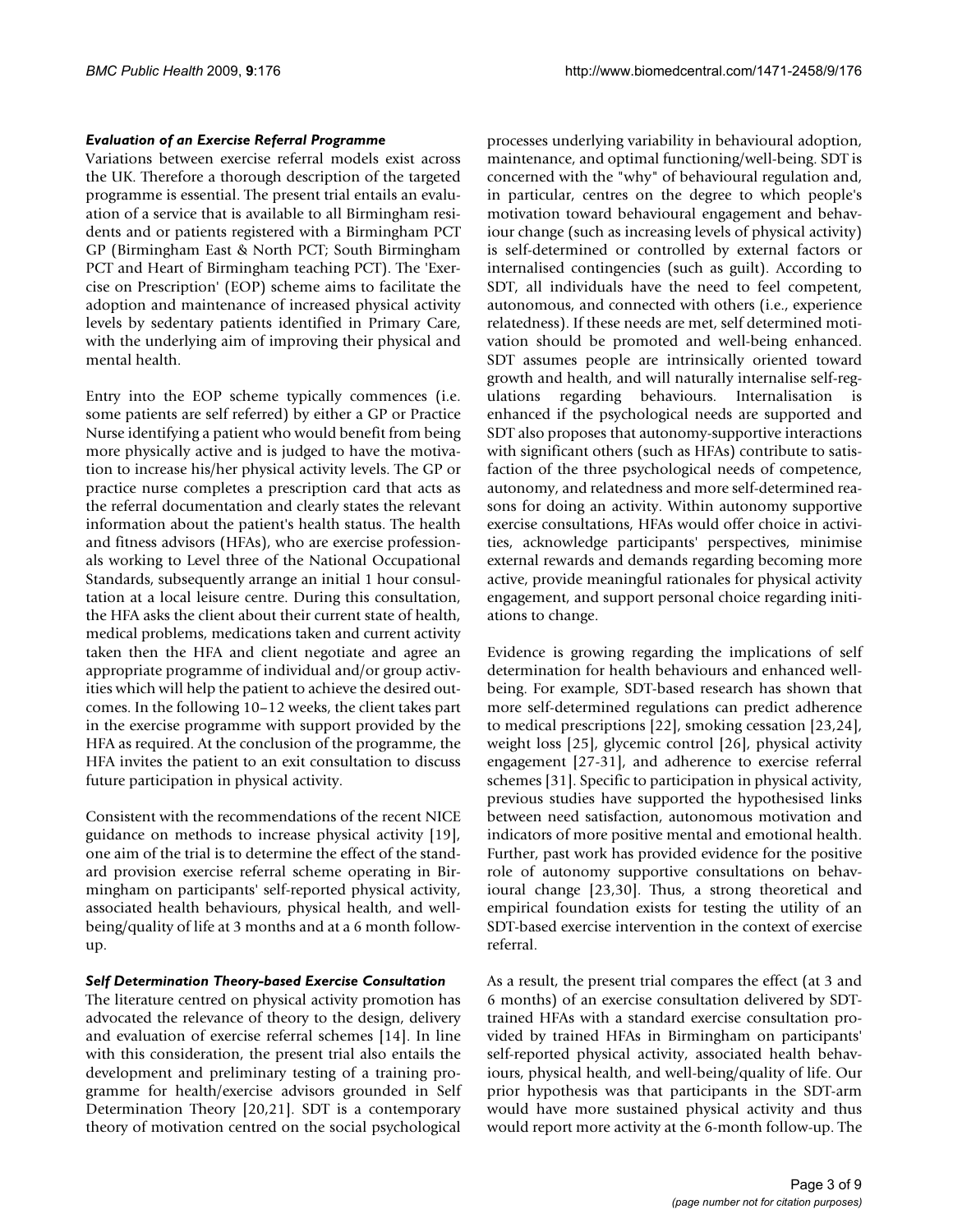### *Evaluation of an Exercise Referral Programme*

Variations between exercise referral models exist across the UK. Therefore a thorough description of the targeted programme is essential. The present trial entails an evaluation of a service that is available to all Birmingham residents and or patients registered with a Birmingham PCT GP (Birmingham East & North PCT; South Birmingham PCT and Heart of Birmingham teaching PCT). The 'Exercise on Prescription' (EOP) scheme aims to facilitate the adoption and maintenance of increased physical activity levels by sedentary patients identified in Primary Care, with the underlying aim of improving their physical and mental health.

Entry into the EOP scheme typically commences (i.e. some patients are self referred) by either a GP or Practice Nurse identifying a patient who would benefit from being more physically active and is judged to have the motivation to increase his/her physical activity levels. The GP or practice nurse completes a prescription card that acts as the referral documentation and clearly states the relevant information about the patient's health status. The health and fitness advisors (HFAs), who are exercise professionals working to Level three of the National Occupational Standards, subsequently arrange an initial 1 hour consultation at a local leisure centre. During this consultation, the HFA asks the client about their current state of health, medical problems, medications taken and current activity taken then the HFA and client negotiate and agree an appropriate programme of individual and/or group activities which will help the patient to achieve the desired outcomes. In the following 10–12 weeks, the client takes part in the exercise programme with support provided by the HFA as required. At the conclusion of the programme, the HFA invites the patient to an exit consultation to discuss future participation in physical activity.

Consistent with the recommendations of the recent NICE guidance on methods to increase physical activity [19], one aim of the trial is to determine the effect of the standard provision exercise referral scheme operating in Birmingham on participants' self-reported physical activity, associated health behaviours, physical health, and well-being/quality of life at 3 months and at a 6 month follow-up.

### *Self Determination Theory-based Exercise Consultation*

The literature centred on physical activity promotion has advocated the relevance of theory to the design, delivery and evaluation of exercise referral schemes [14]. In line with this consideration, the present trial also entails the development and preliminary testing of a training programme for health/exercise advisors grounded in Self Determination Theory [20,21]. SDT is a contemporary theory of motivation centred on the social psychological processes underlying variability in behavioural adoption, maintenance, and optimal functioning/well-being. SDT is concerned with the "why" of behavioural regulation and, in particular, centres on the degree to which people's motivation toward behavioural engagement and behaviour change (such as increasing levels of physical activity) is self-determined or controlled by external factors or internalised contingencies (such as guilt). According to SDT, all individuals have the need to feel competent, autonomous, and connected with others (i.e., experience relatedness). If these needs are met, self determined motivation should be promoted and well-being enhanced. SDT assumes people are intrinsically oriented toward growth and health, and will naturally internalise self-regulations regarding behaviours. Internalisation is enhanced if the psychological needs are supported and SDT also proposes that autonomy-supportive interactions with significant others (such as HFAs) contribute to satisfaction of the three psychological needs of competence, autonomy, and relatedness and more self-determined reasons for doing an activity. Within autonomy supportive exercise consultations, HFAs would offer choice in activities, acknowledge participants' perspectives, minimise external rewards and demands regarding becoming more active, provide meaningful rationales for physical activity engagement, and support personal choice regarding initiations to change.

Evidence is growing regarding the implications of self determination for health behaviours and enhanced well-being. For example, SDT-based research has shown that more self-determined regulations can predict adherence to medical prescriptions [22], smoking cessation [23,24], weight loss [25], glycemic control [26], physical activity engagement [27-31], and adherence to exercise referral schemes [31]. Specific to participation in physical activity, previous studies have supported the hypothesised links between need satisfaction, autonomous motivation and indicators of more positive mental and emotional health. Further, past work has provided evidence for the positive role of autonomy supportive consultations on behavioural change [23,30]. Thus, a strong theoretical and empirical foundation exists for testing the utility of an SDT-based exercise intervention in the context of exercise referral.

As a result, the present trial compares the effect (at 3 and 6 months) of an exercise consultation delivered by SDT-trained HFAs with a standard exercise consultation provided by trained HFAs in Birmingham on participants' self-reported physical activity, associated health behaviours, physical health, and well-being/quality of life. Our prior hypothesis was that participants in the SDT-arm would have more sustained physical activity and thus would report more activity at the 6-month follow-up. The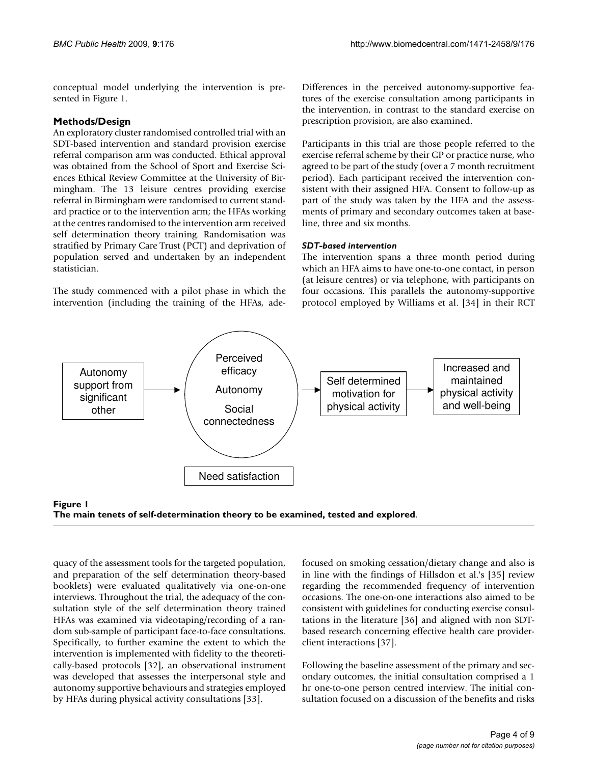conceptual model underlying the intervention is presented in Figure 1.

## Methods/Design

An exploratory cluster randomised controlled trial with an SDT-based intervention and standard provision exercise referral comparison arm was conducted. Ethical approval was obtained from the School of Sport and Exercise Sciences Ethical Review Committee at the University of Birmingham. The 13 leisure centres providing exercise referral in Birmingham were randomised to current standard practice or to the intervention arm; the HFAs working at the centres randomised to the intervention arm received self determination theory training. Randomisation was stratified by Primary Care Trust (PCT) and deprivation of population served and undertaken by an independent statistician.

The study commenced with a pilot phase in which the intervention (including the training of the HFAs, adequacy of the assessment tools for the targeted population, and preparation of the self determination theory-based booklets) were evaluated qualitatively via one-on-one interviews. Throughout the trial, the adequacy of the consultation style of the self determination theory trained HFAs was examined via videotaping/recording of a random sub-sample of participant face-to-face consultations. Specifically, to further examine the extent to which the intervention is implemented with fidelity to the theoretically-based protocols [32], an observational instrument was developed that assesses the interpersonal style and autonomy supportive behaviours and strategies employed by HFAs during physical activity consultations [33].

Differences in the perceived autonomy-supportive features of the exercise consultation among participants in the intervention, in contrast to the standard exercise on prescription provision, are also examined.

Participants in this trial are those people referred to the exercise referral scheme by their GP or practice nurse, who agreed to be part of the study (over a 7 month recruitment period). Each participant received the intervention consistent with their assigned HFA. Consent to follow-up as part of the study was taken by the HFA and the assessments of primary and secondary outcomes taken at baseline, three and six months.

### *SDT-based intervention*

The intervention spans a three month period during which an HFA aims to have one-to-one contact, in person (at leisure centres) or via telephone, with participants on four occasions. This parallels the autonomy-supportive protocol employed by Williams et al. [34] in their RCT focused on smoking cessation/dietary change and also is in line with the findings of Hillsdon et al.'s [35] review regarding the recommended frequency of intervention occasions. The one-on-one interactions also aimed to be consistent with guidelines for conducting exercise consultations in the literature [36] and aligned with non SDT-based research concerning effective health care provider-client interactions [37].

Autonomy support from significant other

Perceived efficacy

Autonomy

Social connectedness

Need satisfaction

Self determined motivation for physical activity

Increased and maintained physical activity and well-being

**Figure 1**
**The main tenets of self-determination theory to be examined, tested and explored**.

Following the baseline assessment of the primary and secondary outcomes, the initial consultation comprised a 1 hr one-to-one person centred interview. The initial consultation focused on a discussion of the benefits and risks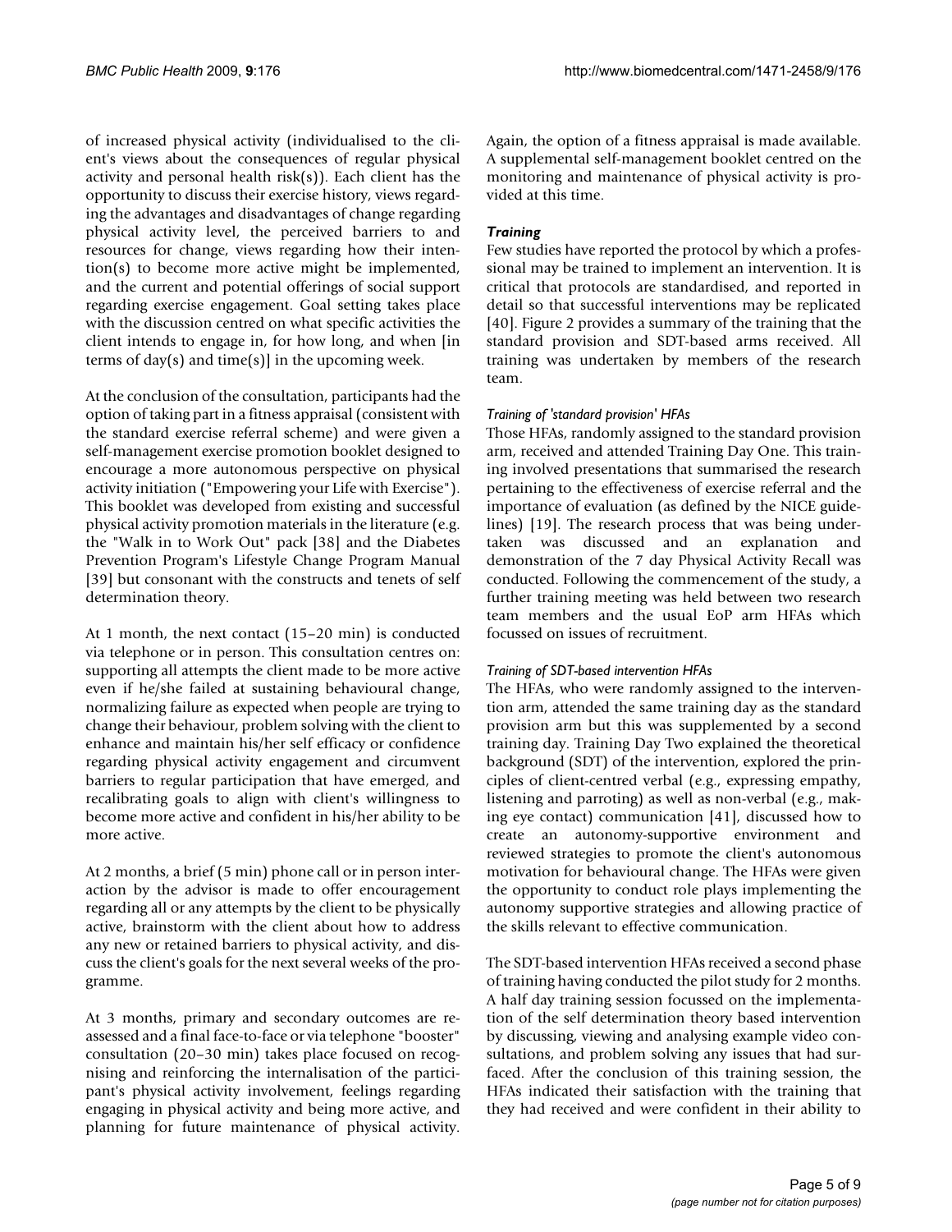of increased physical activity (individualised to the client's views about the consequences of regular physical activity and personal health risk(s)). Each client has the opportunity to discuss their exercise history, views regarding the advantages and disadvantages of change regarding physical activity level, the perceived barriers to and resources for change, views regarding how their intention(s) to become more active might be implemented, and the current and potential offerings of social support regarding exercise engagement. Goal setting takes place with the discussion centred on what specific activities the client intends to engage in, for how long, and when [in terms of day(s) and time(s)] in the upcoming week.

At the conclusion of the consultation, participants had the option of taking part in a fitness appraisal (consistent with the standard exercise referral scheme) and were given a self-management exercise promotion booklet designed to encourage a more autonomous perspective on physical activity initiation ("Empowering your Life with Exercise"). This booklet was developed from existing and successful physical activity promotion materials in the literature (e.g. the "Walk in to Work Out" pack [38] and the Diabetes Prevention Program's Lifestyle Change Program Manual [39] but consonant with the constructs and tenets of self determination theory.

At 1 month, the next contact (15–20 min) is conducted via telephone or in person. This consultation centres on: supporting all attempts the client made to be more active even if he/she failed at sustaining behavioural change, normalizing failure as expected when people are trying to change their behaviour, problem solving with the client to enhance and maintain his/her self efficacy or confidence regarding physical activity engagement and circumvent barriers to regular participation that have emerged, and recalibrating goals to align with client's willingness to become more active and confident in his/her ability to be more active.

At 2 months, a brief (5 min) phone call or in person interaction by the advisor is made to offer encouragement regarding all or any attempts by the client to be physically active, brainstorm with the client about how to address any new or retained barriers to physical activity, and discuss the client's goals for the next several weeks of the programme.

At 3 months, primary and secondary outcomes are reassessed and a final face-to-face or via telephone "booster" consultation (20–30 min) takes place focused on recognising and reinforcing the internalisation of the participant's physical activity involvement, feelings regarding engaging in physical activity and being more active, and planning for future maintenance of physical activity. Again, the option of a fitness appraisal is made available. A supplemental self-management booklet centred on the monitoring and maintenance of physical activity is provided at this time.

### Training

Few studies have reported the protocol by which a professional may be trained to implement an intervention. It is critical that protocols are standardised, and reported in detail so that successful interventions may be replicated [40]. Figure 2 provides a summary of the training that the standard provision and SDT-based arms received. All training was undertaken by members of the research team.

#### *Training of 'standard provision' HFAs*

Those HFAs, randomly assigned to the standard provision arm, received and attended Training Day One. This training involved presentations that summarised the research pertaining to the effectiveness of exercise referral and the importance of evaluation (as defined by the NICE guidelines) [19]. The research process that was being undertaken was discussed and an explanation and demonstration of the 7 day Physical Activity Recall was conducted. Following the commencement of the study, a further training meeting was held between two research team members and the usual EoP arm HFAs which focussed on issues of recruitment.

#### *Training of SDT-based intervention HFAs*

The HFAs, who were randomly assigned to the intervention arm, attended the same training day as the standard provision arm but this was supplemented by a second training day. Training Day Two explained the theoretical background (SDT) of the intervention, explored the principles of client-centred verbal (e.g., expressing empathy, listening and parroting) as well as non-verbal (e.g., making eye contact) communication [41], discussed how to create an autonomy-supportive environment and reviewed strategies to promote the client's autonomous motivation for behavioural change. The HFAs were given the opportunity to conduct role plays implementing the autonomy supportive strategies and allowing practice of the skills relevant to effective communication.

The SDT-based intervention HFAs received a second phase of training having conducted the pilot study for 2 months. A half day training session focussed on the implementation of the self determination theory based intervention by discussing, viewing and analysing example video consultations, and problem solving any issues that had surfaced. After the conclusion of this training session, the HFAs indicated their satisfaction with the training that they had received and were confident in their ability to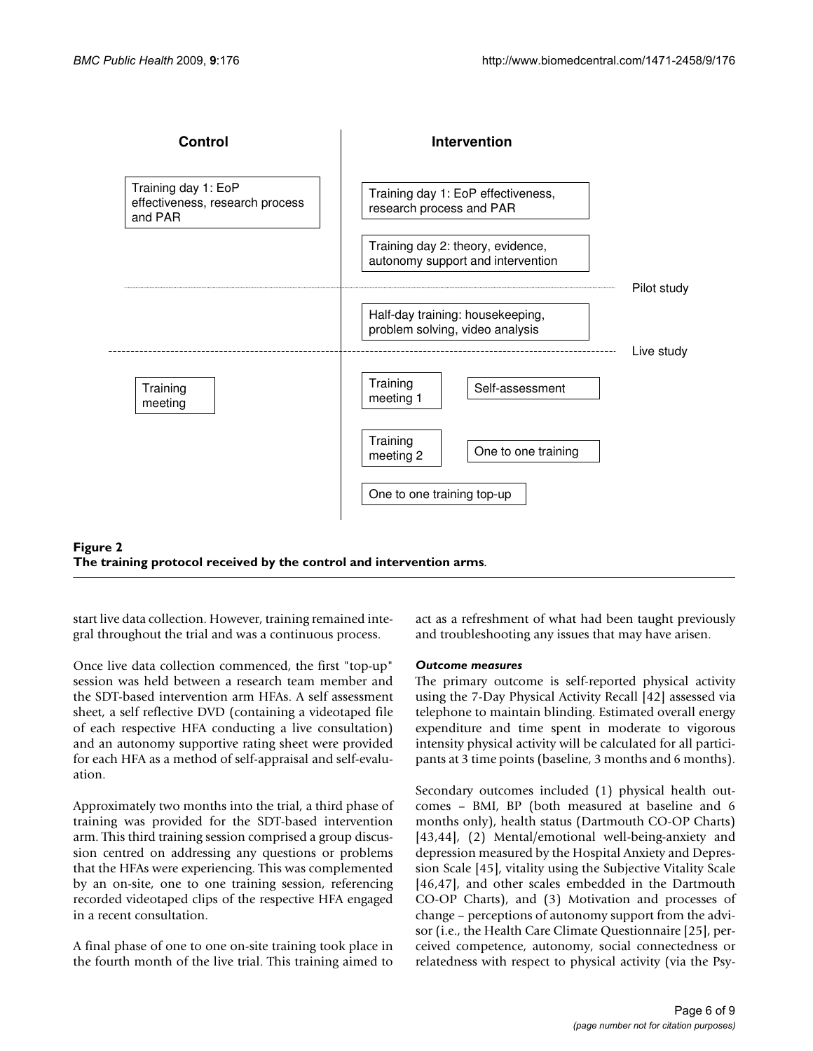| Control | Intervention | |
|---|---|---|
| Training day 1: EoP effectiveness, research process and PAR | Training day 1: EoP effectiveness, research process and PAR | |
| | Training day 2: theory, evidence, autonomy support and intervention | |
| | | Pilot study |
| | Half-day training: housekeeping, problem solving, video analysis | |
| | | Live study |
| Training meeting | Training meeting 1; Self-assessment | |
| | Training meeting 2; One to one training | |
| | One to one training top-up | |

**Figure 2**
**The training protocol received by the control and intervention arms.**

start live data collection. However, training remained integral throughout the trial and was a continuous process.

Once live data collection commenced, the first "top-up" session was held between a research team member and the SDT-based intervention arm HFAs. A self assessment sheet, a self reflective DVD (containing a videotaped file of each respective HFA conducting a live consultation) and an autonomy supportive rating sheet were provided for each HFA as a method of self-appraisal and self-evaluation.

Approximately two months into the trial, a third phase of training was provided for the SDT-based intervention arm. This third training session comprised a group discussion centred on addressing any questions or problems that the HFAs were experiencing. This was complemented by an on-site, one to one training session, referencing recorded videotaped clips of the respective HFA engaged in a recent consultation.

A final phase of one to one on-site training took place in the fourth month of the live trial. This training aimed to act as a refreshment of what had been taught previously and troubleshooting any issues that may have arisen.

### *Outcome measures*

The primary outcome is self-reported physical activity using the 7-Day Physical Activity Recall [42] assessed via telephone to maintain blinding. Estimated overall energy expenditure and time spent in moderate to vigorous intensity physical activity will be calculated for all participants at 3 time points (baseline, 3 months and 6 months).

Secondary outcomes included (1) physical health outcomes – BMI, BP (both measured at baseline and 6 months only), health status (Dartmouth CO-OP Charts) [43,44], (2) Mental/emotional well-being-anxiety and depression measured by the Hospital Anxiety and Depression Scale [45], vitality using the Subjective Vitality Scale [46,47], and other scales embedded in the Dartmouth CO-OP Charts), and (3) Motivation and processes of change – perceptions of autonomy support from the advisor (i.e., the Health Care Climate Questionnaire [25], perceived competence, autonomy, social connectedness or relatedness with respect to physical activity (via the Psy-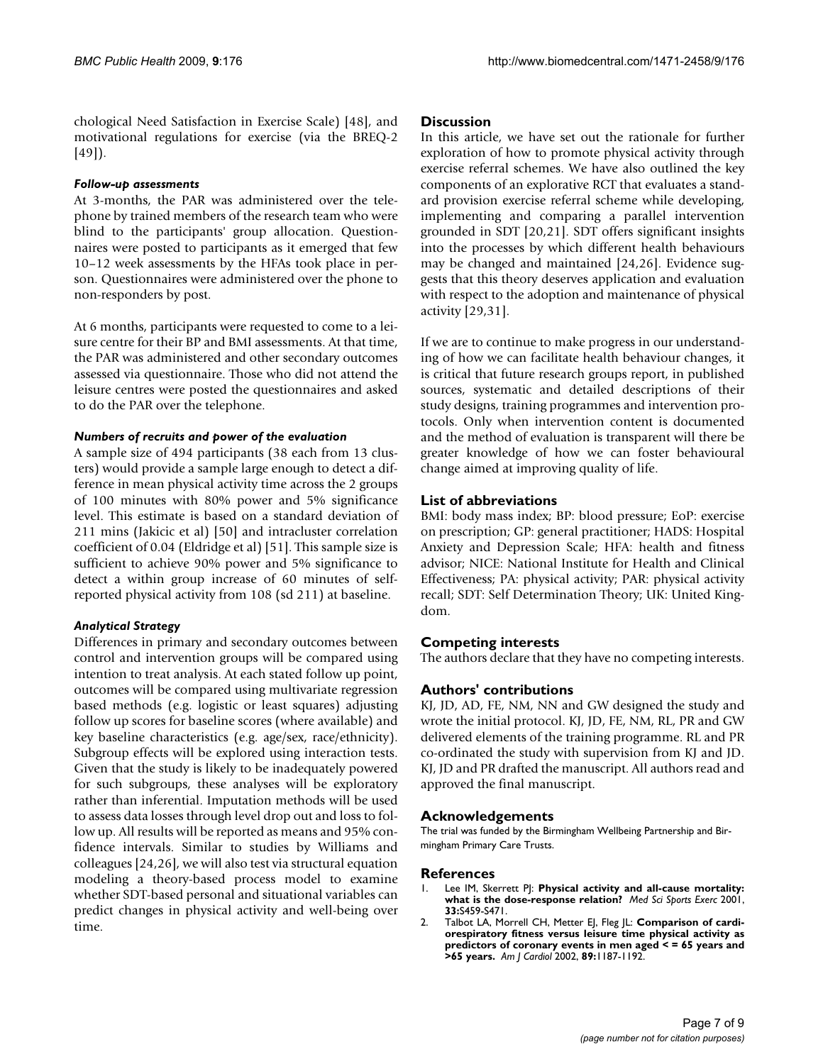chological Need Satisfaction in Exercise Scale) [48], and motivational regulations for exercise (via the BREQ-2 [49]).

#### *Follow-up assessments*

At 3-months, the PAR was administered over the telephone by trained members of the research team who were blind to the participants' group allocation. Questionnaires were posted to participants as it emerged that few 10–12 week assessments by the HFAs took place in person. Questionnaires were administered over the phone to non-responders by post.

At 6 months, participants were requested to come to a leisure centre for their BP and BMI assessments. At that time, the PAR was administered and other secondary outcomes assessed via questionnaire. Those who did not attend the leisure centres were posted the questionnaires and asked to do the PAR over the telephone.

#### *Numbers of recruits and power of the evaluation*

A sample size of 494 participants (38 each from 13 clusters) would provide a sample large enough to detect a difference in mean physical activity time across the 2 groups of 100 minutes with 80% power and 5% significance level. This estimate is based on a standard deviation of 211 mins (Jakicic et al) [50] and intracluster correlation coefficient of 0.04 (Eldridge et al) [51]. This sample size is sufficient to achieve 90% power and 5% significance to detect a within group increase of 60 minutes of self-reported physical activity from 108 (sd 211) at baseline.

#### *Analytical Strategy*

Differences in primary and secondary outcomes between control and intervention groups will be compared using intention to treat analysis. At each stated follow up point, outcomes will be compared using multivariate regression based methods (e.g. logistic or least squares) adjusting follow up scores for baseline scores (where available) and key baseline characteristics (e.g. age/sex, race/ethnicity). Subgroup effects will be explored using interaction tests. Given that the study is likely to be inadequately powered for such subgroups, these analyses will be exploratory rather than inferential. Imputation methods will be used to assess data losses through level drop out and loss to follow up. All results will be reported as means and 95% confidence intervals. Similar to studies by Williams and colleagues [24,26], we will also test via structural equation modeling a theory-based process model to examine whether SDT-based personal and situational variables can predict changes in physical activity and well-being over time.

## Discussion

In this article, we have set out the rationale for further exploration of how to promote physical activity through exercise referral schemes. We have also outlined the key components of an explorative RCT that evaluates a standard provision exercise referral scheme while developing, implementing and comparing a parallel intervention grounded in SDT [20,21]. SDT offers significant insights into the processes by which different health behaviours may be changed and maintained [24,26]. Evidence suggests that this theory deserves application and evaluation with respect to the adoption and maintenance of physical activity [29,31].

If we are to continue to make progress in our understanding of how we can facilitate health behaviour changes, it is critical that future research groups report, in published sources, systematic and detailed descriptions of their study designs, training programmes and intervention protocols. Only when intervention content is documented and the method of evaluation is transparent will there be greater knowledge of how we can foster behavioural change aimed at improving quality of life.

## List of abbreviations

BMI: body mass index; BP: blood pressure; EoP: exercise on prescription; GP: general practitioner; HADS: Hospital Anxiety and Depression Scale; HFA: health and fitness advisor; NICE: National Institute for Health and Clinical Effectiveness; PA: physical activity; PAR: physical activity recall; SDT: Self Determination Theory; UK: United Kingdom.

## Competing interests

The authors declare that they have no competing interests.

## Authors' contributions

KJ, JD, AD, FE, NM, NN and GW designed the study and wrote the initial protocol. KJ, JD, FE, NM, RL, PR and GW delivered elements of the training programme. RL and PR co-ordinated the study with supervision from KJ and JD. KJ, JD and PR drafted the manuscript. All authors read and approved the final manuscript.

## Acknowledgements

The trial was funded by the Birmingham Wellbeing Partnership and Birmingham Primary Care Trusts.

## References

1. Lee IM, Skerrett PJ: **Physical activity and all-cause mortality: what is the dose-response relation?** *Med Sci Sports Exerc* 2001, **33:**S459-S471.
2. Talbot LA, Morrell CH, Metter EJ, Fleg JL: **Comparison of cardiorespiratory fitness versus leisure time physical activity as predictors of coronary events in men aged < = 65 years and >65 years.** *Am J Cardiol* 2002, **89:**1187-1192.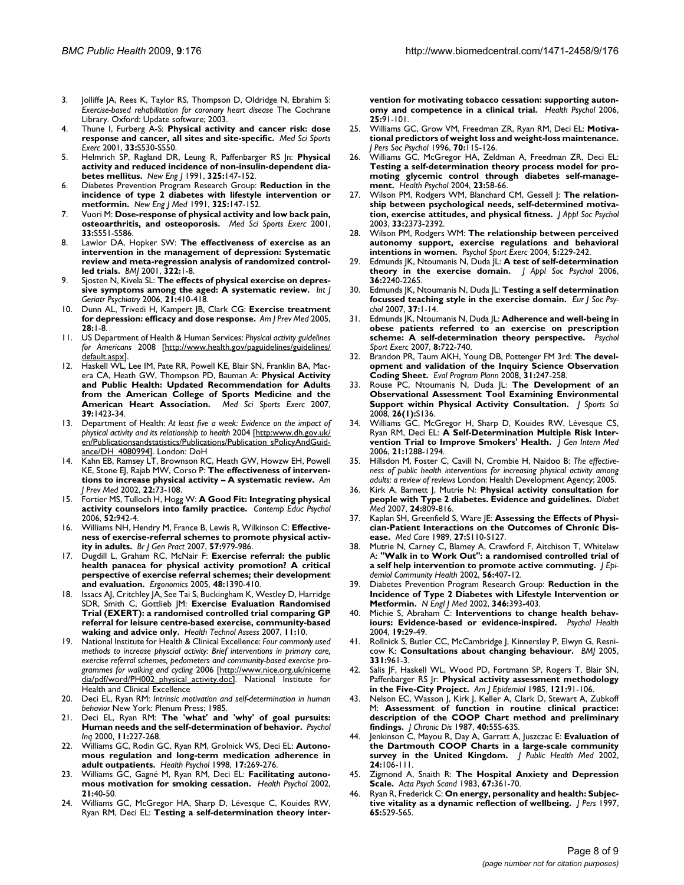3. Jolliffe JA, Rees K, Taylor RS, Thompson D, Oldridge N, Ebrahim S: *Exercise-based rehabilitation for coronary heart disease* The Cochrane Library. Oxford: Update software; 2003.
4. Thune I, Furberg A-S: **Physical activity and cancer risk: dose response and cancer, all sites and site-specific.** *Med Sci Sports Exerc* 2001, **33:**S530-S550.
5. Helmrich SP, Ragland DR, Leung R, Paffenbarger RS Jn: **Physical activity and reduced incidence of non-insulin-dependent diabetes mellitus.** *New Eng J* 1991, **325:**147-152.
6. Diabetes Prevention Program Research Group: **Reduction in the incidence of type 2 diabetes with lifestyle intervention or metformin.** *New Eng J Med* 1991, **325:**147-152.
7. Vuori M: **Dose-response of physical activity and low back pain, osteoarthritis, and osteoporosis.** *Med Sci Sports Exerc* 2001, **33:**S551-S586.
8. Lawlor DA, Hopker SW: **The effectiveness of exercise as an intervention in the management of depression: Systematic review and meta-regression analysis of randomized controlled trials.** *BMJ* 2001, **322:**1-8.
9. Sjosten N, Kivela SL: **The effects of physical exercise on depressive symptoms among the aged: A systematic review.** *Int J Geriatr Psychiatry* 2006, **21:**410-418.
10. Dunn AL, Trivedi H, Kampert JB, Clark CG: **Exercise treatment for depression: efficacy and dose response.** *Am J Prev Med* 2005, **28:**1-8.
11. US Department of Health & Human Services: *Physical activity guidelines for Americans* 2008 [http://www.health.gov/paguidelines/guidelines/default.aspx].
12. Haskell WL, Lee IM, Pate RR, Powell KE, Blair SN, Franklin BA, Macera CA, Heath GW, Thompson PD, Bauman A: **Physical Activity and Public Health: Updated Recommendation for Adults from the American College of Sports Medicine and the American Heart Association.** *Med Sci Sports Exerc* 2007, **39:**1423-34.
13. Department of Health: *At least five a week: Evidence on the impact of physical activity and its relationship to health* 2004 [http:www.dh.gov.uk/en/Publicationsandstatistics/Publications/Publication sPolicyAndGuidance/DH_4080994]. London: DoH
14. Kahn EB, Ramsey LT, Brownson RC, Heath GW, Howzw EH, Powell KE, Stone EJ, Rajab MW, Corso P: **The effectiveness of interventions to increase physical activity – A systematic review.** *Am J Prev Med* 2002, **22:**73-108.
15. Fortier MS, Tulloch H, Hogg W: **A Good Fit: Integrating physical activity counselors into family practice.** *Contemp Educ Psychol* 2006, **52:**942-4.
16. Williams NH, Hendry M, France B, Lewis R, Wilkinson C: **Effectiveness of exercise-referral schemes to promote physical activity in adults.** *Br J Gen Pract* 2007, **57:**979-986.
17. Dugdill L, Graham RC, McNair F: **Exercise referral: the public health panacea for physical activity promotion? A critical perspective of exercise referral schemes; their development and evaluation.** *Ergonomics* 2005, **48:**1390-410.
18. Issacs AJ, Critchley JA, See Tai S, Buckingham K, Westley D, Harridge SDR, Smith C, Gottlieb JM: **Exercise Evaluation Randomised Trial (EXERT): a randomised controlled trial comparing GP referral for leisure centre-based exercise, community-based waking and advice only.** *Health Technol Assess* 2007, **11:**10.
19. National Institute for Health & Clinical Excellence: *Four commonly used methods to increase physcial activity: Brief interventions in primary care, exercise referral schemes, pedometers and community-based exercise programmes for walking and cycling* 2006 [http://www.nice.org.uk/nicemedia/pdf/word/PH002_physical_activity.doc]. National Institute for Health and Clinical Excellence
20. Deci EL, Ryan RM: *Intrinsic motivation and self-determination in human behavior* New York: Plenum Press; 1985.
21. Deci EL, Ryan RM: **The 'what' and 'why' of goal pursuits: Human needs and the self-determination of behavior.** *Psychol Inq* 2000, **11:**227-268.
22. Williams GC, Rodin GC, Ryan RM, Grolnick WS, Deci EL: **Autonomous regulation and long-term medication adherence in adult outpatients.** *Health Psychol* 1998, **17:**269-276.
23. Williams GC, Gagné M, Ryan RM, Deci EL: **Facilitating autonomous motivation for smoking cessation.** *Health Psychol* 2002, **21:**40-50.
24. Williams GC, McGregor HA, Sharp D, Lévesque C, Kouides RW, Ryan RM, Deci EL: **Testing a self-determination theory intervention for motivating tobacco cessation: supporting autonomy and competence in a clinical trial.** *Health Psychol* 2006, **25:**91-101.
25. Williams GC, Grow VM, Freedman ZR, Ryan RM, Deci EL: **Motivational predictors of weight loss and weight-loss maintenance.** *J Pers Soc Psychol* 1996, **70:**115-126.
26. Williams GC, McGregor HA, Zeldman A, Freedman ZR, Deci EL: **Testing a self-determination theory process model for promoting glycemic control through diabetes self-management.** *Health Psychol* 2004, **23:**58-66.
27. Wilson PM, Rodgers WM, Blanchard CM, Gessell J: **The relationship between psychological needs, self-determined motivation, exercise attitudes, and physical fitness.** *J Appl Soc Psychol* 2003, **33:**2373-2392.
28. Wilson PM, Rodgers WM: **The relationship between perceived autonomy support, exercise regulations and behavioral intentions in women.** *Psychol Sport Exerc* 2004, **5:**229-242.
29. Edmunds JK, Ntoumanis N, Duda JL: **A test of self-determination theory in the exercise domain.** *J Appl Soc Psychol* 2006, **36:**2240-2265.
30. Edmunds JK, Ntoumanis N, Duda JL: **Testing a self determination focussed teaching style in the exercise domain.** *Eur J Soc Psychol* 2007, **37:**1-14.
31. Edmunds JK, Ntoumanis N, Duda JL: **Adherence and well-being in obese patients referred to an exercise on prescription scheme: A self-determination theory perspective.** *Psychol Sport Exerc* 2007, **8:**722-740.
32. Brandon PR, Taum AKH, Young DB, Pottenger FM 3rd: **The development and validation of the Inquiry Science Observation Coding Sheet.** *Eval Program Plann* 2008, **31:**247-258.
33. Rouse PC, Ntoumanis N, Duda JL: **The Development of an Observational Assessment Tool Examining Environmental Support within Physical Activity Consultation.** *J Sports Sci* 2008, **26(1):**S136.
34. Williams GC, McGregor H, Sharp D, Kouides RW, Lévesque CS, Ryan RM, Deci EL: **A Self-Determination Multiple Risk Intervention Trial to Improve Smokers' Health.** *J Gen Intern Med* 2006, **21:**1288-1294.
35. Hillsdon M, Foster C, Cavill N, Crombie H, Naidoo B: *The effectiveness of public health interventions for increasing physical activity among adults: a review of reviews* London: Health Development Agency; 2005.
36. Kirk A, Barnett J, Mutrie N: **Physical activity consultation for people with Type 2 diabetes. Evidence and guidelines.** *Diabet Med* 2007, **24:**809-816.
37. Kaplan SH, Greenfield S, Ware JE: **Assessing the Effects of Physician-Patient Interactions on the Outcomes of Chronic Disease.** *Med Care* 1989, **27:**S110-S127.
38. Mutrie N, Carney C, Blamey A, Crawford F, Aitchison T, Whitelaw A: **"Walk in to Work Out": a randomised controlled trial of a self help intervention to promote active commuting.** *J Epidemiol Community Health* 2002, **56:**407-12.
39. Diabetes Prevention Program Research Group: **Reduction in the Incidence of Type 2 Diabetes with Lifestyle Intervention or Metformin.** *N Engl J Med* 2002, **346:**393-403.
40. Michie S, Abraham C: **Interventions to change health behaviours: Evidence-based or evidence-inspired.** *Psychol Health* 2004, **19:**29-49.
41. Rollnick S, Butler CC, McCambridge J, Kinnersley P, Elwyn G, Resnicow K: **Consultations about changing behaviour.** *BMJ* 2005, **331:**961-3.
42. Salis JF, Haskell WL, Wood PD, Fortmann SP, Rogers T, Blair SN, Paffenbarger RS Jr: **Physical activity assessment methodology in the Five-City Project.** *Am J Epidemiol* 1985, **121:**91-106.
43. Nelson EC, Wasson J, Kirk J, Keller A, Clark D, Stewart A, Zubkoff M: **Assessment of function in routine clinical practice: description of the COOP Chart method and preliminary findings.** *J Chronic Dis* 1987, **40:**55S-63S.
44. Jenkinson C, Mayou R, Day A, Garratt A, Juszczac E: **Evaluation of the Dartmouth COOP Charts in a large-scale community survey in the United Kingdom.** *J Public Health Med* 2002, **24:**106-111.
45. Zigmond A, Snaith R: **The Hospital Anxiety and Depression Scale.** *Acta Psych Scand* 1983, **67:**361-70.
46. Ryan R, Frederick C: **On energy, personality and health: Subjective vitality as a dynamic reflection of wellbeing.** *J Pers* 1997, **65:**529-565.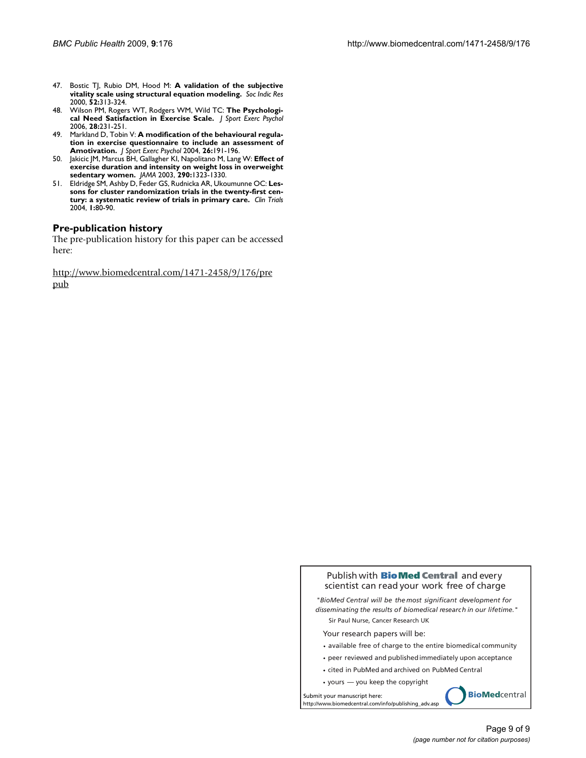47. Bostic TJ, Rubio DM, Hood M: **A validation of the subjective vitality scale using structural equation modeling.** *Soc Indic Res* 2000, **52:**313-324.
48. Wilson PM, Rogers WT, Rodgers WM, Wild TC: **The Psychological Need Satisfaction in Exercise Scale.** *J Sport Exerc Psychol* 2006, **28:**231-251.
49. Markland D, Tobin V: **A modification of the behavioural regulation in exercise questionnaire to include an assessment of Amotivation.** *J Sport Exerc Psychol* 2004, **26:**191-196.
50. Jakicic JM, Marcus BH, Gallagher KI, Napolitano M, Lang W: **Effect of exercise duration and intensity on weight loss in overweight sedentary women.** *JAMA* 2003, **290:**1323-1330.
51. Eldridge SM, Ashby D, Feder GS, Rudnicka AR, Ukoumunne OC: **Lessons for cluster randomization trials in the twenty-first century: a systematic review of trials in primary care.** *Clin Trials* 2004, **1:**80-90.

## Pre-publication history

The pre-publication history for this paper can be accessed here:

http://www.biomedcentral.com/1471-2458/9/176/prepub

Publish with **BioMed Central** and every scientist can read your work free of charge

*"BioMed Central will be the most significant development for disseminating the results of biomedical research in our lifetime."*

Sir Paul Nurse, Cancer Research UK

Your research papers will be:

- available free of charge to the entire biomedical community
- peer reviewed and published immediately upon acceptance
- cited in PubMed and archived on PubMed Central
- yours — you keep the copyright

Submit your manuscript here:
http://www.biomedcentral.com/info/publishing_adv.asp

**BioMed**central